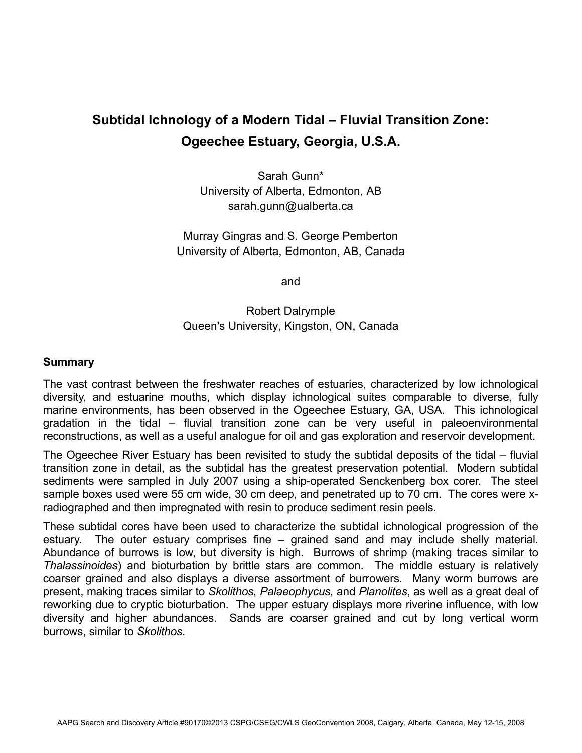# Subtidal Ichnology of a Modern Tidal – Fluvial Transition Zone: Ogeechee Estuary, Georgia, U.S.A.

Sarah Gunn*
University of Alberta, Edmonton, AB
sarah.gunn@ualberta.ca

Murray Gingras and S. George Pemberton
University of Alberta, Edmonton, AB, Canada

and

Robert Dalrymple
Queen's University, Kingston, ON, Canada

## Summary

The vast contrast between the freshwater reaches of estuaries, characterized by low ichnological diversity, and estuarine mouths, which display ichnological suites comparable to diverse, fully marine environments, has been observed in the Ogeechee Estuary, GA, USA. This ichnological gradation in the tidal – fluvial transition zone can be very useful in paleoenvironmental reconstructions, as well as a useful analogue for oil and gas exploration and reservoir development.

The Ogeechee River Estuary has been revisited to study the subtidal deposits of the tidal – fluvial transition zone in detail, as the subtidal has the greatest preservation potential. Modern subtidal sediments were sampled in July 2007 using a ship-operated Senckenberg box corer. The steel sample boxes used were 55 cm wide, 30 cm deep, and penetrated up to 70 cm. The cores were x-radiographed and then impregnated with resin to produce sediment resin peels.

These subtidal cores have been used to characterize the subtidal ichnological progression of the estuary. The outer estuary comprises fine – grained sand and may include shelly material. Abundance of burrows is low, but diversity is high. Burrows of shrimp (making traces similar to *Thalassinoides*) and bioturbation by brittle stars are common. The middle estuary is relatively coarser grained and also displays a diverse assortment of burrowers. Many worm burrows are present, making traces similar to *Skolithos, Palaeophycus,* and *Planolites*, as well as a great deal of reworking due to cryptic bioturbation. The upper estuary displays more riverine influence, with low diversity and higher abundances. Sands are coarser grained and cut by long vertical worm burrows, similar to *Skolithos*.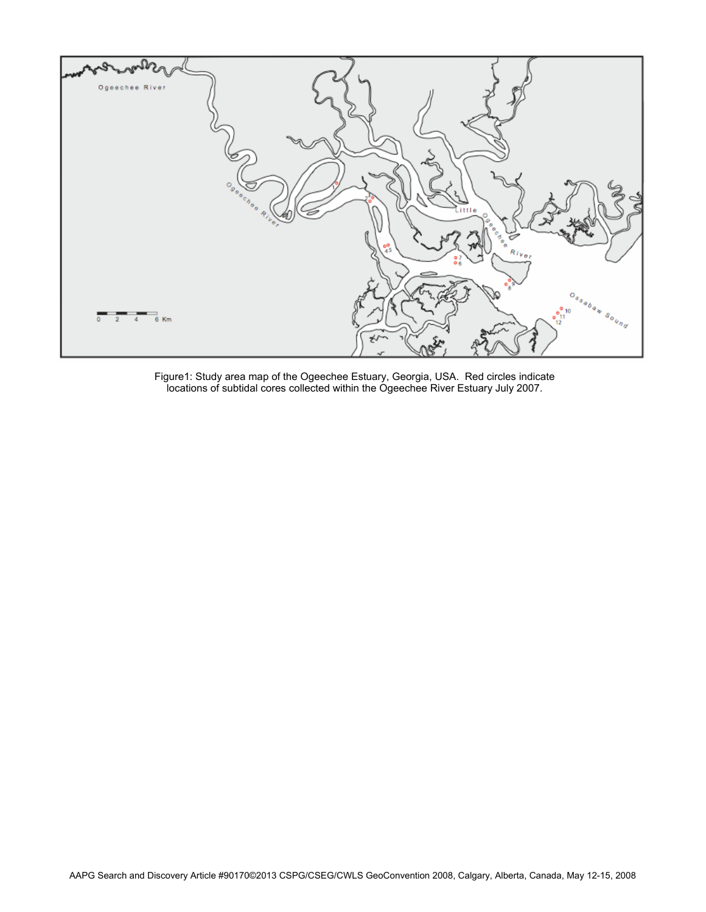Ogeechee River

Ogeechee River

Little Ogeechee River

Ossabaw Sound

1

2 3

4 5

7

6

9

8

10

11

12

0 2 4 6 Km

Figure1: Study area map of the Ogeechee Estuary, Georgia, USA. Red circles indicate locations of subtidal cores collected within the Ogeechee River Estuary July 2007.